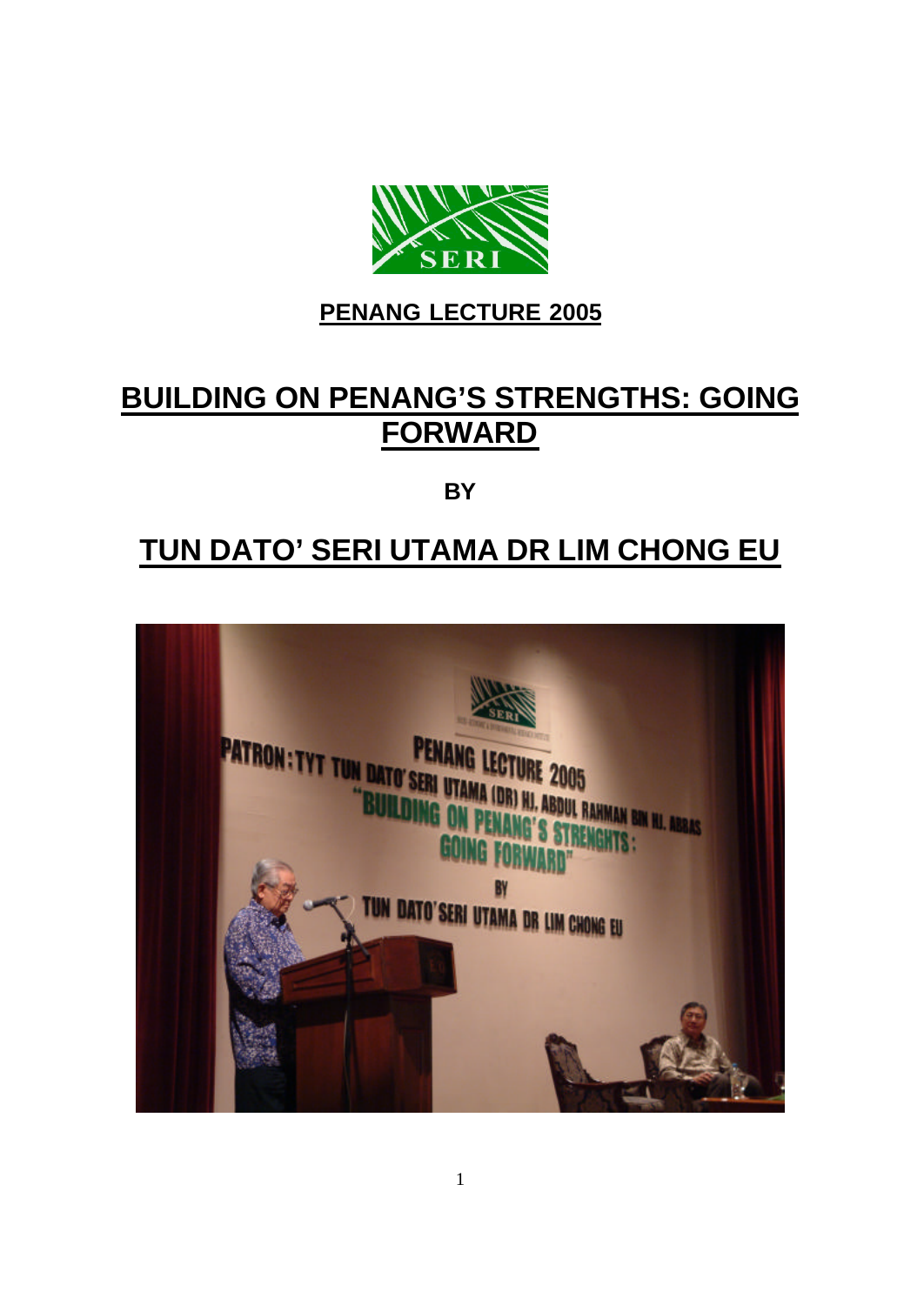**PENANG LECTURE 2005**

# BUILDING ON PENANG'S STRENGTHS: GOING FORWARD

**BY**

## TUN DATO' SERI UTAMA DR LIM CHONG EU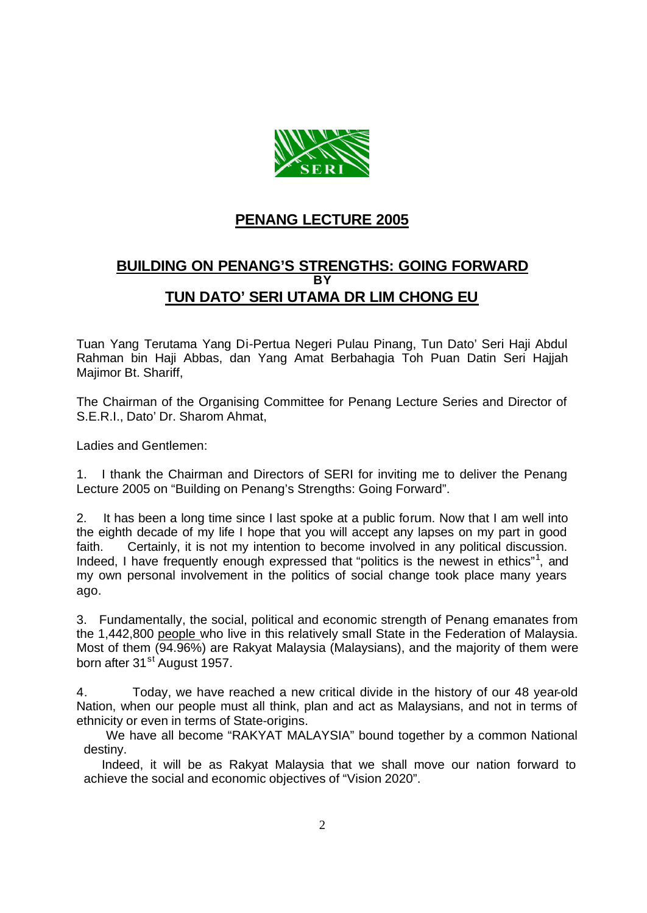# PENANG LECTURE 2005

## BUILDING ON PENANG'S STRENGTHS: GOING FORWARD
**BY**
## TUN DATO' SERI UTAMA DR LIM CHONG EU

Tuan Yang Terutama Yang Di-Pertua Negeri Pulau Pinang, Tun Dato' Seri Haji Abdul Rahman bin Haji Abbas, dan Yang Amat Berbahagia Toh Puan Datin Seri Hajjah Majimor Bt. Shariff,

The Chairman of the Organising Committee for Penang Lecture Series and Director of S.E.R.I., Dato' Dr. Sharom Ahmat,

Ladies and Gentlemen:

1. I thank the Chairman and Directors of SERI for inviting me to deliver the Penang Lecture 2005 on "Building on Penang's Strengths: Going Forward".

2. It has been a long time since I last spoke at a public forum. Now that I am well into the eighth decade of my life I hope that you will accept any lapses on my part in good faith. Certainly, it is not my intention to become involved in any political discussion. Indeed, I have frequently enough expressed that "politics is the newest in ethics"[1], and my own personal involvement in the politics of social change took place many years ago.

3. Fundamentally, the social, political and economic strength of Penang emanates from the 1,442,800 people who live in this relatively small State in the Federation of Malaysia. Most of them (94.96%) are Rakyat Malaysia (Malaysians), and the majority of them were born after 31st August 1957.

4. Today, we have reached a new critical divide in the history of our 48 year-old Nation, when our people must all think, plan and act as Malaysians, and not in terms of ethnicity or even in terms of State-origins.

We have all become "RAKYAT MALAYSIA" bound together by a common National destiny.

Indeed, it will be as Rakyat Malaysia that we shall move our nation forward to achieve the social and economic objectives of "Vision 2020".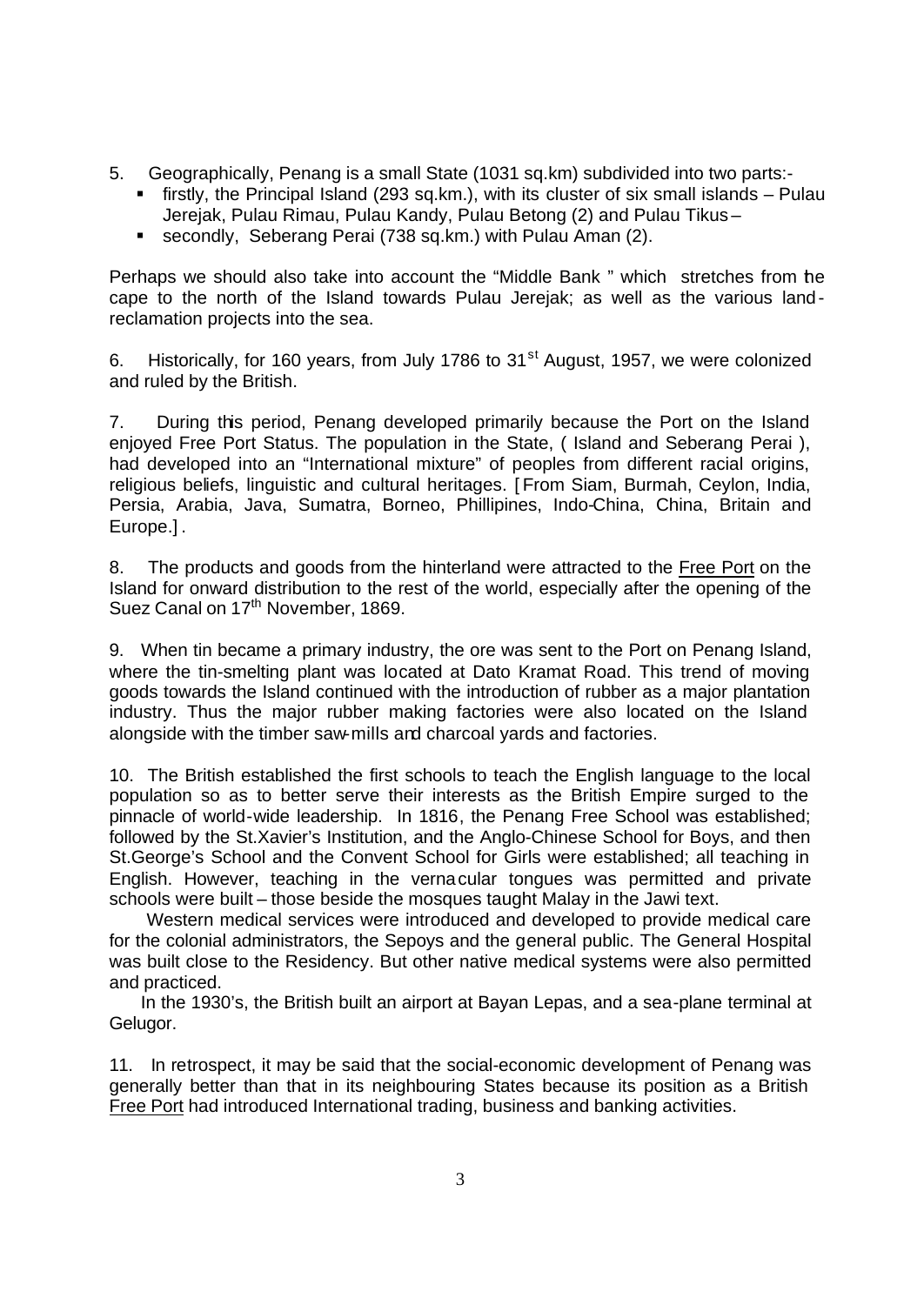5. Geographically, Penang is a small State (1031 sq.km) subdivided into two parts:-
   - firstly, the Principal Island (293 sq.km.), with its cluster of six small islands – Pulau Jerejak, Pulau Rimau, Pulau Kandy, Pulau Betong (2) and Pulau Tikus –
   - secondly, Seberang Perai (738 sq.km.) with Pulau Aman (2).

Perhaps we should also take into account the "Middle Bank " which stretches from the cape to the north of the Island towards Pulau Jerejak; as well as the various land-reclamation projects into the sea.

6. Historically, for 160 years, from July 1786 to 31st August, 1957, we were colonized and ruled by the British.

7. During this period, Penang developed primarily because the Port on the Island enjoyed Free Port Status. The population in the State, ( Island and Seberang Perai ), had developed into an "International mixture" of peoples from different racial origins, religious beliefs, linguistic and cultural heritages. [From Siam, Burmah, Ceylon, India, Persia, Arabia, Java, Sumatra, Borneo, Phillipines, Indo-China, China, Britain and Europe.] .

8. The products and goods from the hinterland were attracted to the Free Port on the Island for onward distribution to the rest of the world, especially after the opening of the Suez Canal on 17th November, 1869.

9. When tin became a primary industry, the ore was sent to the Port on Penang Island, where the tin-smelting plant was located at Dato Kramat Road. This trend of moving goods towards the Island continued with the introduction of rubber as a major plantation industry. Thus the major rubber making factories were also located on the Island alongside with the timber saw-mills and charcoal yards and factories.

10. The British established the first schools to teach the English language to the local population so as to better serve their interests as the British Empire surged to the pinnacle of world-wide leadership. In 1816, the Penang Free School was established; followed by the St.Xavier's Institution, and the Anglo-Chinese School for Boys, and then St.George's School and the Convent School for Girls were established; all teaching in English. However, teaching in the vernacular tongues was permitted and private schools were built – those beside the mosques taught Malay in the Jawi text.

Western medical services were introduced and developed to provide medical care for the colonial administrators, the Sepoys and the general public. The General Hospital was built close to the Residency. But other native medical systems were also permitted and practiced.

In the 1930's, the British built an airport at Bayan Lepas, and a sea-plane terminal at Gelugor.

11. In retrospect, it may be said that the social-economic development of Penang was generally better than that in its neighbouring States because its position as a British Free Port had introduced International trading, business and banking activities.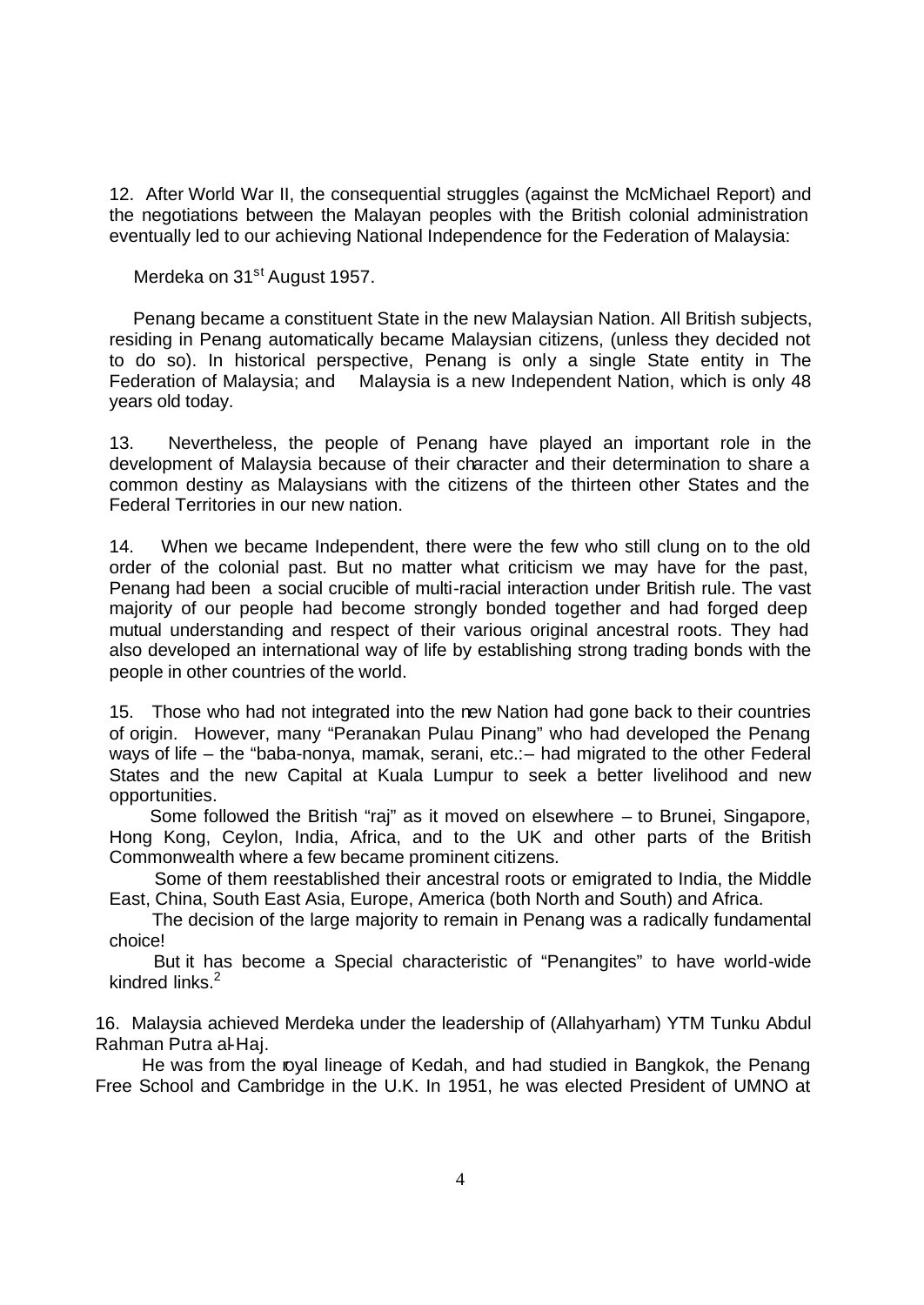12. After World War II, the consequential struggles (against the McMichael Report) and the negotiations between the Malayan peoples with the British colonial administration eventually led to our achieving National Independence for the Federation of Malaysia:

Merdeka on 31st August 1957.

Penang became a constituent State in the new Malaysian Nation. All British subjects, residing in Penang automatically became Malaysian citizens, (unless they decided not to do so). In historical perspective, Penang is only a single State entity in The Federation of Malaysia; and Malaysia is a new Independent Nation, which is only 48 years old today.

13. Nevertheless, the people of Penang have played an important role in the development of Malaysia because of their character and their determination to share a common destiny as Malaysians with the citizens of the thirteen other States and the Federal Territories in our new nation.

14. When we became Independent, there were the few who still clung on to the old order of the colonial past. But no matter what criticism we may have for the past, Penang had been a social crucible of multi-racial interaction under British rule. The vast majority of our people had become strongly bonded together and had forged deep mutual understanding and respect of their various original ancestral roots. They had also developed an international way of life by establishing strong trading bonds with the people in other countries of the world.

15. Those who had not integrated into the new Nation had gone back to their countries of origin. However, many "Peranakan Pulau Pinang" who had developed the Penang ways of life – the "baba-nonya, mamak, serani, etc.:– had migrated to the other Federal States and the new Capital at Kuala Lumpur to seek a better livelihood and new opportunities.

Some followed the British "raj" as it moved on elsewhere – to Brunei, Singapore, Hong Kong, Ceylon, India, Africa, and to the UK and other parts of the British Commonwealth where a few became prominent citizens.

Some of them reestablished their ancestral roots or emigrated to India, the Middle East, China, South East Asia, Europe, America (both North and South) and Africa.

The decision of the large majority to remain in Penang was a radically fundamental choice!

But it has become a Special characteristic of "Penangites" to have world-wide kindred links.[2]

16. Malaysia achieved Merdeka under the leadership of (Allahyarham) YTM Tunku Abdul Rahman Putra al-Haj.

He was from the royal lineage of Kedah, and had studied in Bangkok, the Penang Free School and Cambridge in the U.K. In 1951, he was elected President of UMNO at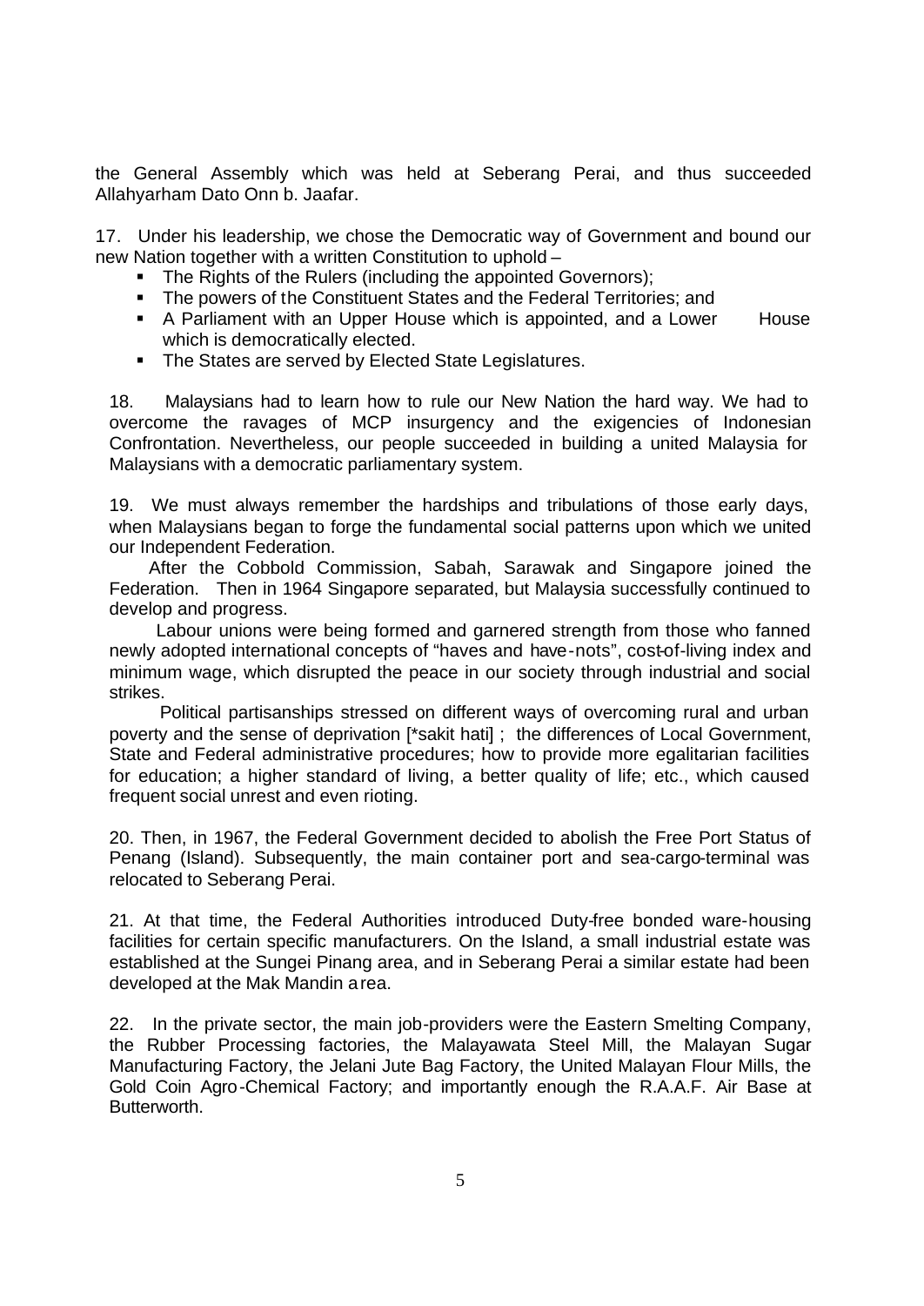the General Assembly which was held at Seberang Perai, and thus succeeded Allahyarham Dato Onn b. Jaafar.

17. Under his leadership, we chose the Democratic way of Government and bound our new Nation together with a written Constitution to uphold –

- The Rights of the Rulers (including the appointed Governors);
- The powers of the Constituent States and the Federal Territories; and
- A Parliament with an Upper House which is appointed, and a Lower House which is democratically elected.
- The States are served by Elected State Legislatures.

18. Malaysians had to learn how to rule our New Nation the hard way. We had to overcome the ravages of MCP insurgency and the exigencies of Indonesian Confrontation. Nevertheless, our people succeeded in building a united Malaysia for Malaysians with a democratic parliamentary system.

19. We must always remember the hardships and tribulations of those early days, when Malaysians began to forge the fundamental social patterns upon which we united our Independent Federation.

After the Cobbold Commission, Sabah, Sarawak and Singapore joined the Federation. Then in 1964 Singapore separated, but Malaysia successfully continued to develop and progress.

Labour unions were being formed and garnered strength from those who fanned newly adopted international concepts of "haves and have-nots", cost-of-living index and minimum wage, which disrupted the peace in our society through industrial and social strikes.

Political partisanships stressed on different ways of overcoming rural and urban poverty and the sense of deprivation [*sakit hati] ; the differences of Local Government, State and Federal administrative procedures; how to provide more egalitarian facilities for education; a higher standard of living, a better quality of life; etc., which caused frequent social unrest and even rioting.

20. Then, in 1967, the Federal Government decided to abolish the Free Port Status of Penang (Island). Subsequently, the main container port and sea-cargo-terminal was relocated to Seberang Perai.

21. At that time, the Federal Authorities introduced Duty-free bonded ware-housing facilities for certain specific manufacturers. On the Island, a small industrial estate was established at the Sungei Pinang area, and in Seberang Perai a similar estate had been developed at the Mak Mandin area.

22. In the private sector, the main job-providers were the Eastern Smelting Company, the Rubber Processing factories, the Malayawata Steel Mill, the Malayan Sugar Manufacturing Factory, the Jelani Jute Bag Factory, the United Malayan Flour Mills, the Gold Coin Agro-Chemical Factory; and importantly enough the R.A.A.F. Air Base at Butterworth.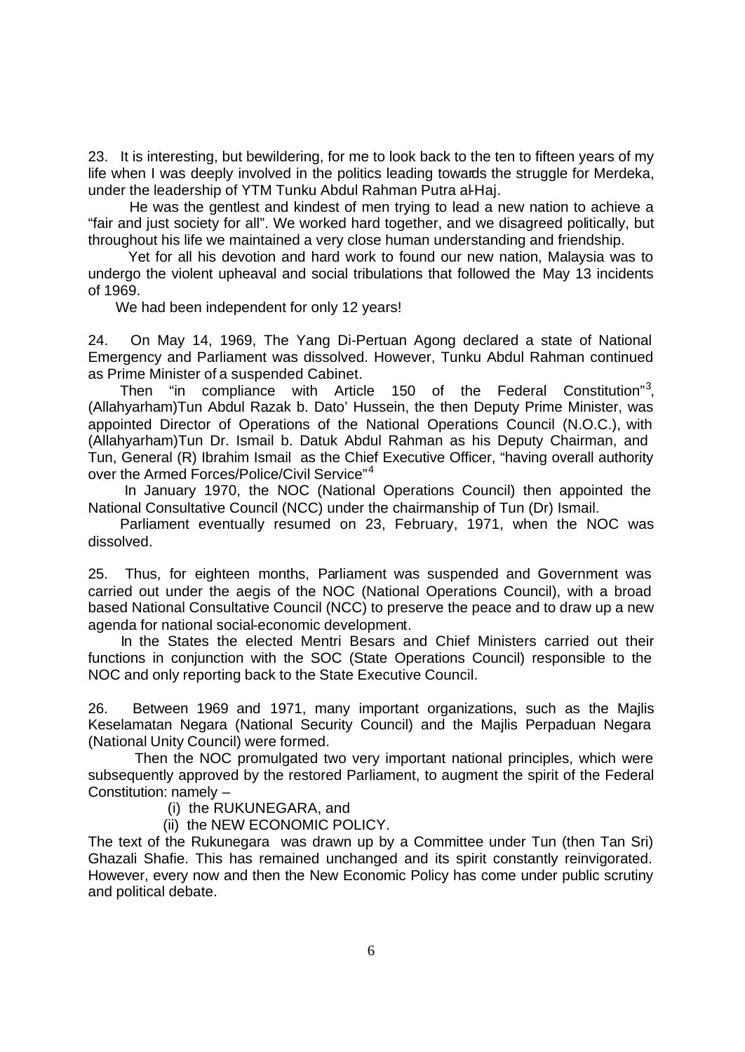23. It is interesting, but bewildering, for me to look back to the ten to fifteen years of my life when I was deeply involved in the politics leading towards the struggle for Merdeka, under the leadership of YTM Tunku Abdul Rahman Putra al-Haj.

He was the gentlest and kindest of men trying to lead a new nation to achieve a "fair and just society for all". We worked hard together, and we disagreed politically, but throughout his life we maintained a very close human understanding and friendship.

Yet for all his devotion and hard work to found our new nation, Malaysia was to undergo the violent upheaval and social tribulations that followed the May 13 incidents of 1969.

We had been independent for only 12 years!

24. On May 14, 1969, The Yang Di-Pertuan Agong declared a state of National Emergency and Parliament was dissolved. However, Tunku Abdul Rahman continued as Prime Minister of a suspended Cabinet.

Then "in compliance with Article 150 of the Federal Constitution"[3], (Allahyarham)Tun Abdul Razak b. Dato' Hussein, the then Deputy Prime Minister, was appointed Director of Operations of the National Operations Council (N.O.C.), with (Allahyarham)Tun Dr. Ismail b. Datuk Abdul Rahman as his Deputy Chairman, and Tun, General (R) Ibrahim Ismail as the Chief Executive Officer, "having overall authority over the Armed Forces/Police/Civil Service"[4]

In January 1970, the NOC (National Operations Council) then appointed the National Consultative Council (NCC) under the chairmanship of Tun (Dr) Ismail.

Parliament eventually resumed on 23, February, 1971, when the NOC was dissolved.

25. Thus, for eighteen months, Parliament was suspended and Government was carried out under the aegis of the NOC (National Operations Council), with a broad based National Consultative Council (NCC) to preserve the peace and to draw up a new agenda for national social-economic development.

In the States the elected Mentri Besars and Chief Ministers carried out their functions in conjunction with the SOC (State Operations Council) responsible to the NOC and only reporting back to the State Executive Council.

26. Between 1969 and 1971, many important organizations, such as the Majlis Keselamatan Negara (National Security Council) and the Majlis Perpaduan Negara (National Unity Council) were formed.

Then the NOC promulgated two very important national principles, which were subsequently approved by the restored Parliament, to augment the spirit of the Federal Constitution: namely –

(i) the RUKUNEGARA, and

(ii) the NEW ECONOMIC POLICY.

The text of the Rukunegara was drawn up by a Committee under Tun (then Tan Sri) Ghazali Shafie. This has remained unchanged and its spirit constantly reinvigorated. However, every now and then the New Economic Policy has come under public scrutiny and political debate.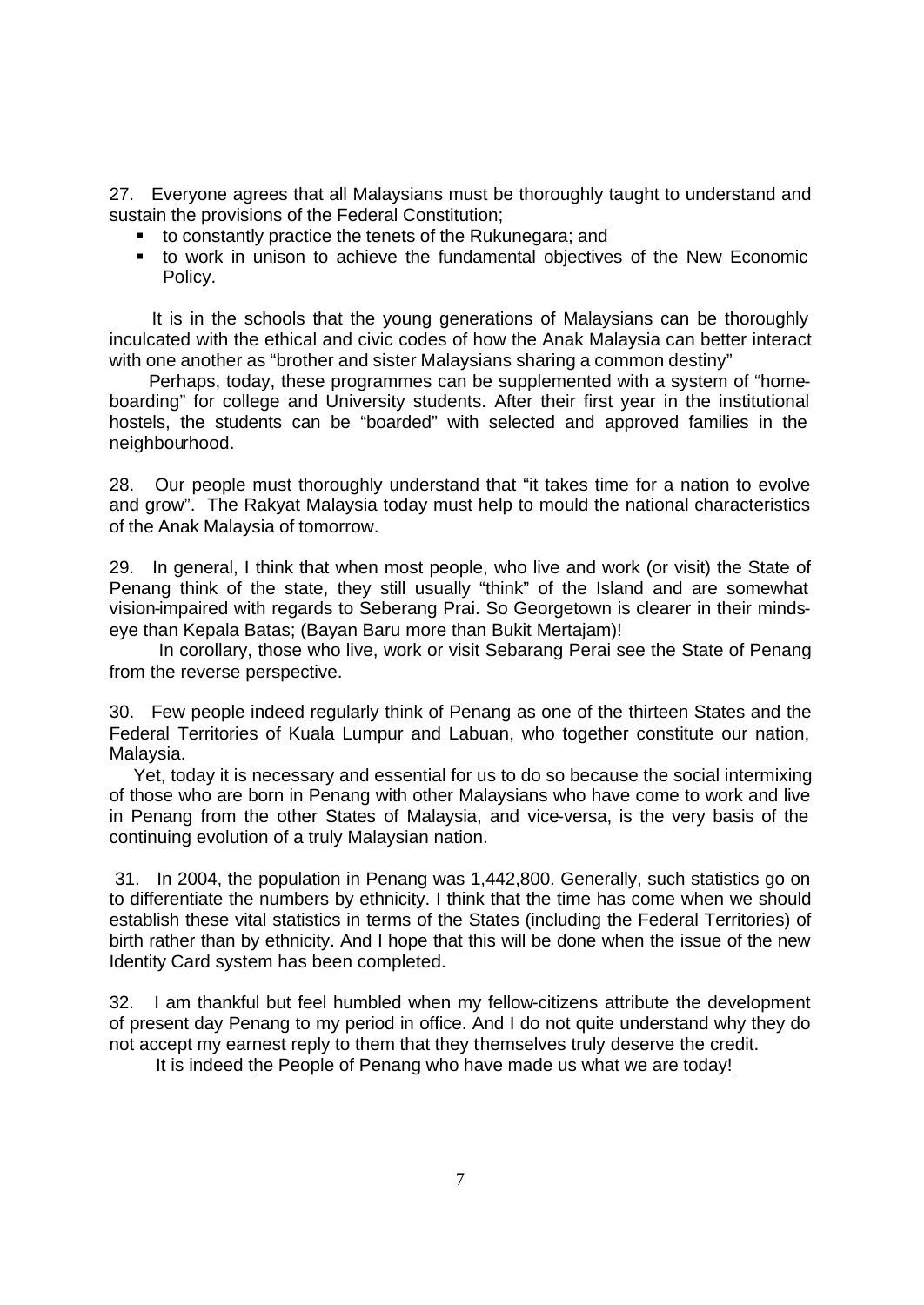27. Everyone agrees that all Malaysians must be thoroughly taught to understand and sustain the provisions of the Federal Constitution;

- to constantly practice the tenets of the Rukunegara; and
- to work in unison to achieve the fundamental objectives of the New Economic Policy.

It is in the schools that the young generations of Malaysians can be thoroughly inculcated with the ethical and civic codes of how the Anak Malaysia can better interact with one another as "brother and sister Malaysians sharing a common destiny"

Perhaps, today, these programmes can be supplemented with a system of "home-boarding" for college and University students. After their first year in the institutional hostels, the students can be "boarded" with selected and approved families in the neighbourhood.

28. Our people must thoroughly understand that "it takes time for a nation to evolve and grow". The Rakyat Malaysia today must help to mould the national characteristics of the Anak Malaysia of tomorrow.

29. In general, I think that when most people, who live and work (or visit) the State of Penang think of the state, they still usually "think" of the Island and are somewhat vision-impaired with regards to Seberang Prai. So Georgetown is clearer in their minds-eye than Kepala Batas; (Bayan Baru more than Bukit Mertajam)!

In corollary, those who live, work or visit Sebarang Perai see the State of Penang from the reverse perspective.

30. Few people indeed regularly think of Penang as one of the thirteen States and the Federal Territories of Kuala Lumpur and Labuan, who together constitute our nation, Malaysia.

Yet, today it is necessary and essential for us to do so because the social intermixing of those who are born in Penang with other Malaysians who have come to work and live in Penang from the other States of Malaysia, and vice-versa, is the very basis of the continuing evolution of a truly Malaysian nation.

31. In 2004, the population in Penang was 1,442,800. Generally, such statistics go on to differentiate the numbers by ethnicity. I think that the time has come when we should establish these vital statistics in terms of the States (including the Federal Territories) of birth rather than by ethnicity. And I hope that this will be done when the issue of the new Identity Card system has been completed.

32. I am thankful but feel humbled when my fellow-citizens attribute the development of present day Penang to my period in office. And I do not quite understand why they do not accept my earnest reply to them that they themselves truly deserve the credit.

It is indeed the People of Penang who have made us what we are today!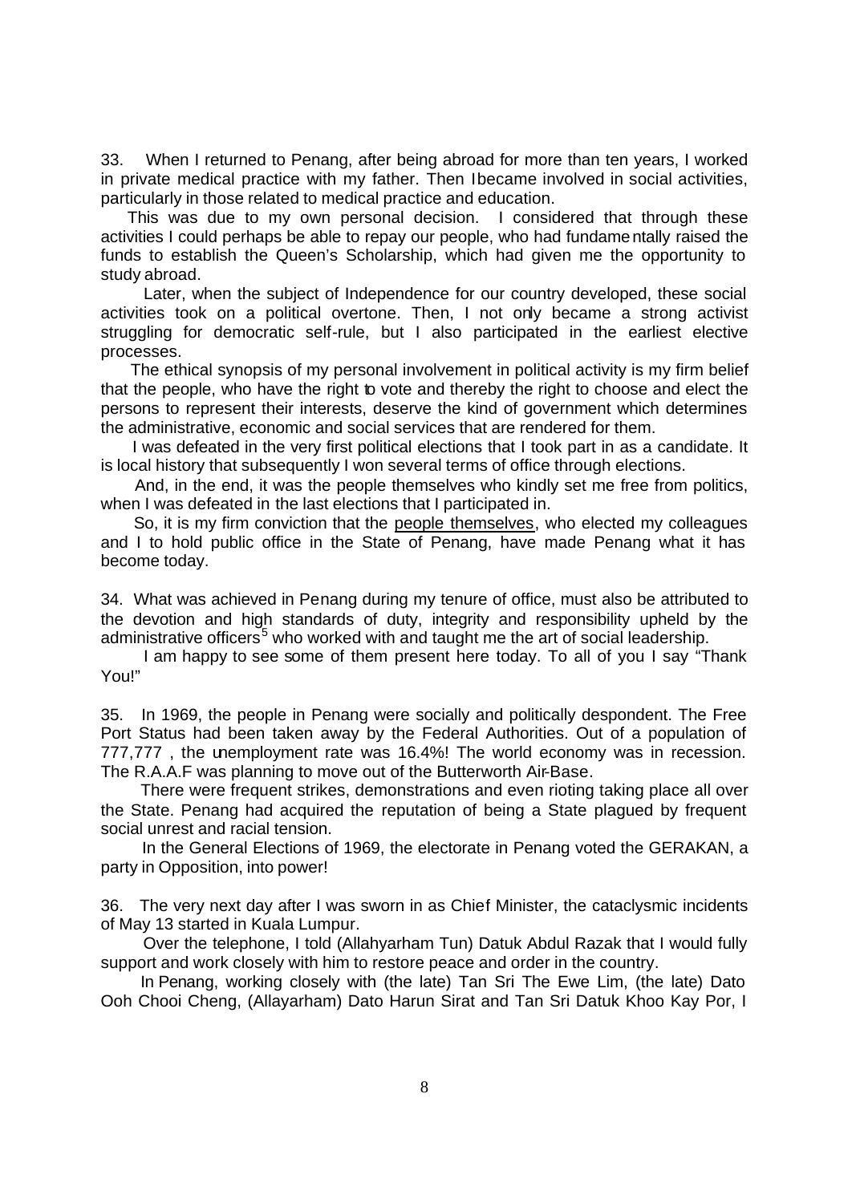33. When I returned to Penang, after being abroad for more than ten years, I worked in private medical practice with my father. Then I became involved in social activities, particularly in those related to medical practice and education.

This was due to my own personal decision. I considered that through these activities I could perhaps be able to repay our people, who had fundamentally raised the funds to establish the Queen's Scholarship, which had given me the opportunity to study abroad.

Later, when the subject of Independence for our country developed, these social activities took on a political overtone. Then, I not only became a strong activist struggling for democratic self-rule, but I also participated in the earliest elective processes.

The ethical synopsis of my personal involvement in political activity is my firm belief that the people, who have the right to vote and thereby the right to choose and elect the persons to represent their interests, deserve the kind of government which determines the administrative, economic and social services that are rendered for them.

I was defeated in the very first political elections that I took part in as a candidate. It is local history that subsequently I won several terms of office through elections.

And, in the end, it was the people themselves who kindly set me free from politics, when I was defeated in the last elections that I participated in.

So, it is my firm conviction that the <u>people themselves</u>, who elected my colleagues and I to hold public office in the State of Penang, have made Penang what it has become today.

34. What was achieved in Penang during my tenure of office, must also be attributed to the devotion and high standards of duty, integrity and responsibility upheld by the administrative officers[5] who worked with and taught me the art of social leadership.

I am happy to see some of them present here today. To all of you I say "Thank You!"

35. In 1969, the people in Penang were socially and politically despondent. The Free Port Status had been taken away by the Federal Authorities. Out of a population of 777,777 , the unemployment rate was 16.4%! The world economy was in recession. The R.A.A.F was planning to move out of the Butterworth Air-Base.

There were frequent strikes, demonstrations and even rioting taking place all over the State. Penang had acquired the reputation of being a State plagued by frequent social unrest and racial tension.

In the General Elections of 1969, the electorate in Penang voted the GERAKAN, a party in Opposition, into power!

36. The very next day after I was sworn in as Chief Minister, the cataclysmic incidents of May 13 started in Kuala Lumpur.

Over the telephone, I told (Allahyarham Tun) Datuk Abdul Razak that I would fully support and work closely with him to restore peace and order in the country.

In Penang, working closely with (the late) Tan Sri The Ewe Lim, (the late) Dato Ooh Chooi Cheng, (Allayarham) Dato Harun Sirat and Tan Sri Datuk Khoo Kay Por, I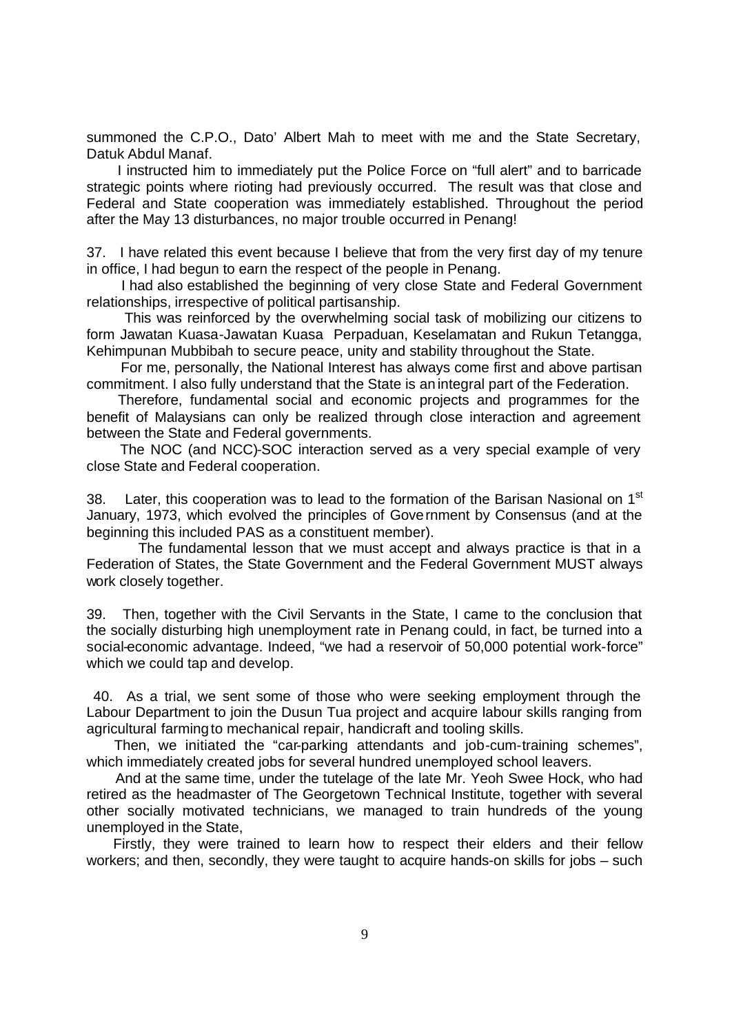summoned the C.P.O., Dato' Albert Mah to meet with me and the State Secretary, Datuk Abdul Manaf.

I instructed him to immediately put the Police Force on "full alert" and to barricade strategic points where rioting had previously occurred. The result was that close and Federal and State cooperation was immediately established. Throughout the period after the May 13 disturbances, no major trouble occurred in Penang!

37. I have related this event because I believe that from the very first day of my tenure in office, I had begun to earn the respect of the people in Penang.

I had also established the beginning of very close State and Federal Government relationships, irrespective of political partisanship.

This was reinforced by the overwhelming social task of mobilizing our citizens to form Jawatan Kuasa-Jawatan Kuasa Perpaduan, Keselamatan and Rukun Tetangga, Kehimpunan Mubbibah to secure peace, unity and stability throughout the State.

For me, personally, the National Interest has always come first and above partisan commitment. I also fully understand that the State is an integral part of the Federation.

Therefore, fundamental social and economic projects and programmes for the benefit of Malaysians can only be realized through close interaction and agreement between the State and Federal governments.

The NOC (and NCC)-SOC interaction served as a very special example of very close State and Federal cooperation.

38. Later, this cooperation was to lead to the formation of the Barisan Nasional on 1st January, 1973, which evolved the principles of Government by Consensus (and at the beginning this included PAS as a constituent member).

The fundamental lesson that we must accept and always practice is that in a Federation of States, the State Government and the Federal Government MUST always work closely together.

39. Then, together with the Civil Servants in the State, I came to the conclusion that the socially disturbing high unemployment rate in Penang could, in fact, be turned into a social-economic advantage. Indeed, "we had a reservoir of 50,000 potential work-force" which we could tap and develop.

40. As a trial, we sent some of those who were seeking employment through the Labour Department to join the Dusun Tua project and acquire labour skills ranging from agricultural farming to mechanical repair, handicraft and tooling skills.

Then, we initiated the "car-parking attendants and job-cum-training schemes", which immediately created jobs for several hundred unemployed school leavers.

And at the same time, under the tutelage of the late Mr. Yeoh Swee Hock, who had retired as the headmaster of The Georgetown Technical Institute, together with several other socially motivated technicians, we managed to train hundreds of the young unemployed in the State,

Firstly, they were trained to learn how to respect their elders and their fellow workers; and then, secondly, they were taught to acquire hands-on skills for jobs – such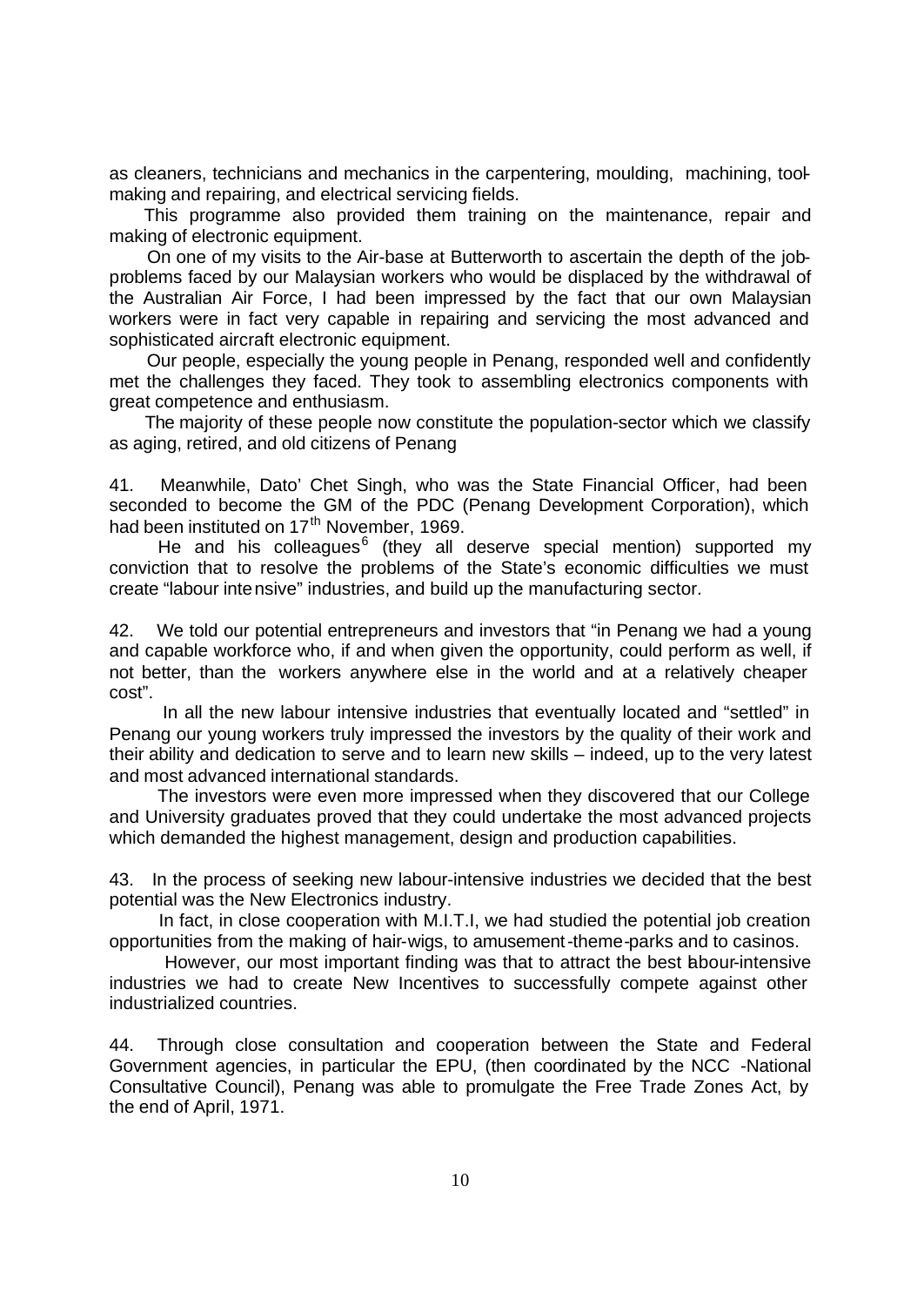as cleaners, technicians and mechanics in the carpentering, moulding, machining, tool-making and repairing, and electrical servicing fields.

This programme also provided them training on the maintenance, repair and making of electronic equipment.

On one of my visits to the Air-base at Butterworth to ascertain the depth of the job-problems faced by our Malaysian workers who would be displaced by the withdrawal of the Australian Air Force, I had been impressed by the fact that our own Malaysian workers were in fact very capable in repairing and servicing the most advanced and sophisticated aircraft electronic equipment.

Our people, especially the young people in Penang, responded well and confidently met the challenges they faced. They took to assembling electronics components with great competence and enthusiasm.

The majority of these people now constitute the population-sector which we classify as aging, retired, and old citizens of Penang

41. Meanwhile, Dato' Chet Singh, who was the State Financial Officer, had been seconded to become the GM of the PDC (Penang Development Corporation), which had been instituted on 17th November, 1969.

He and his colleagues[6] (they all deserve special mention) supported my conviction that to resolve the problems of the State's economic difficulties we must create "labour intensive" industries, and build up the manufacturing sector.

42. We told our potential entrepreneurs and investors that "in Penang we had a young and capable workforce who, if and when given the opportunity, could perform as well, if not better, than the workers anywhere else in the world and at a relatively cheaper cost".

In all the new labour intensive industries that eventually located and "settled" in Penang our young workers truly impressed the investors by the quality of their work and their ability and dedication to serve and to learn new skills – indeed, up to the very latest and most advanced international standards.

The investors were even more impressed when they discovered that our College and University graduates proved that they could undertake the most advanced projects which demanded the highest management, design and production capabilities.

43. In the process of seeking new labour-intensive industries we decided that the best potential was the New Electronics industry.

In fact, in close cooperation with M.I.T.I, we had studied the potential job creation opportunities from the making of hair-wigs, to amusement-theme-parks and to casinos.

However, our most important finding was that to attract the best labour-intensive industries we had to create New Incentives to successfully compete against other industrialized countries.

44. Through close consultation and cooperation between the State and Federal Government agencies, in particular the EPU, (then coordinated by the NCC -National Consultative Council), Penang was able to promulgate the Free Trade Zones Act, by the end of April, 1971.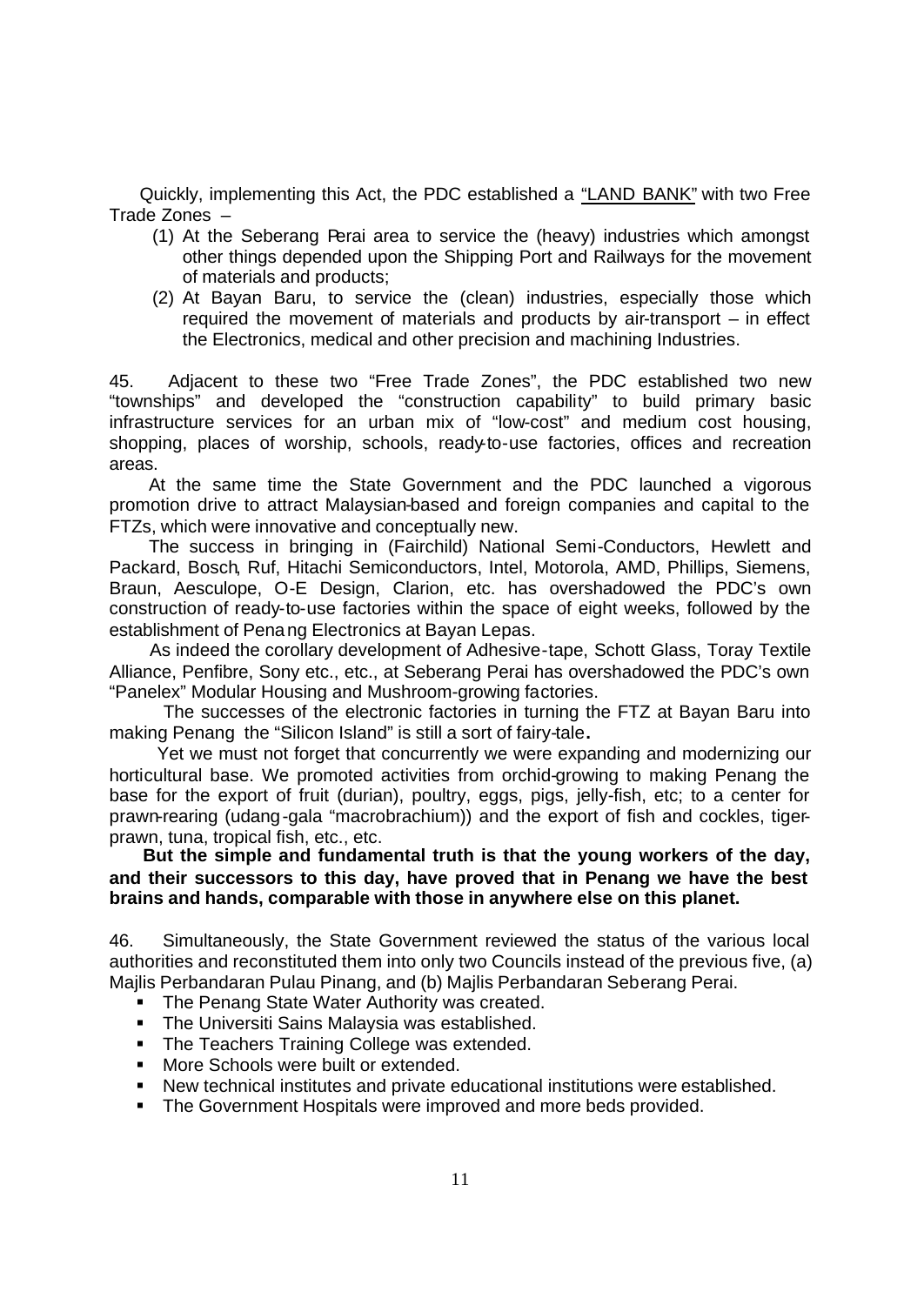Quickly, implementing this Act, the PDC established a "LAND BANK" with two Free Trade Zones –

(1) At the Seberang Perai area to service the (heavy) industries which amongst other things depended upon the Shipping Port and Railways for the movement of materials and products;
(2) At Bayan Baru, to service the (clean) industries, especially those which required the movement of materials and products by air-transport – in effect the Electronics, medical and other precision and machining Industries.

45. Adjacent to these two "Free Trade Zones", the PDC established two new "townships" and developed the "construction capability" to build primary basic infrastructure services for an urban mix of "low-cost" and medium cost housing, shopping, places of worship, schools, ready-to-use factories, offices and recreation areas.

At the same time the State Government and the PDC launched a vigorous promotion drive to attract Malaysian-based and foreign companies and capital to the FTZs, which were innovative and conceptually new.

The success in bringing in (Fairchild) National Semi-Conductors, Hewlett and Packard, Bosch, Ruf, Hitachi Semiconductors, Intel, Motorola, AMD, Phillips, Siemens, Braun, Aesculope, O-E Design, Clarion, etc. has overshadowed the PDC's own construction of ready-to-use factories within the space of eight weeks, followed by the establishment of Penang Electronics at Bayan Lepas.

As indeed the corollary development of Adhesive-tape, Schott Glass, Toray Textile Alliance, Penfibre, Sony etc., etc., at Seberang Perai has overshadowed the PDC's own "Panelex" Modular Housing and Mushroom-growing factories.

The successes of the electronic factories in turning the FTZ at Bayan Baru into making Penang the "Silicon Island" is still a sort of fairy-tale**.**

Yet we must not forget that concurrently we were expanding and modernizing our horticultural base. We promoted activities from orchid-growing to making Penang the base for the export of fruit (durian), poultry, eggs, pigs, jelly-fish, etc; to a center for prawn-rearing (udang-gala "macrobrachium)) and the export of fish and cockles, tiger-prawn, tuna, tropical fish, etc., etc.

**But the simple and fundamental truth is that the young workers of the day, and their successors to this day, have proved that in Penang we have the best brains and hands, comparable with those in anywhere else on this planet.**

46. Simultaneously, the State Government reviewed the status of the various local authorities and reconstituted them into only two Councils instead of the previous five, (a) Majlis Perbandaran Pulau Pinang, and (b) Majlis Perbandaran Seberang Perai.

- The Penang State Water Authority was created.
- The Universiti Sains Malaysia was established.
- The Teachers Training College was extended.
- More Schools were built or extended.
- New technical institutes and private educational institutions were established.
- The Government Hospitals were improved and more beds provided.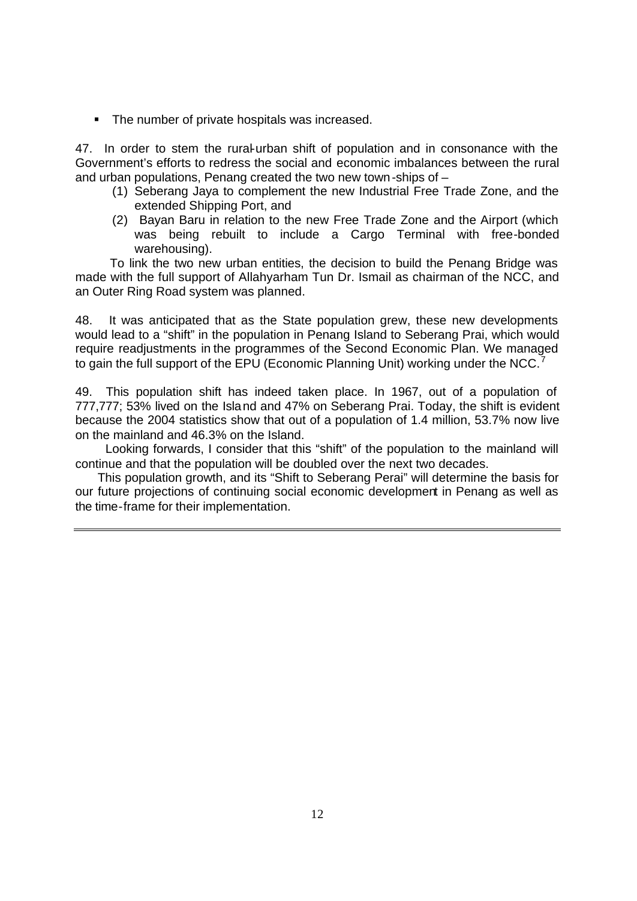- The number of private hospitals was increased.

47. In order to stem the rural-urban shift of population and in consonance with the Government's efforts to redress the social and economic imbalances between the rural and urban populations, Penang created the two new town-ships of –

   (1) Seberang Jaya to complement the new Industrial Free Trade Zone, and the extended Shipping Port, and
   (2) Bayan Baru in relation to the new Free Trade Zone and the Airport (which was being rebuilt to include a Cargo Terminal with free-bonded warehousing).

To link the two new urban entities, the decision to build the Penang Bridge was made with the full support of Allahyarham Tun Dr. Ismail as chairman of the NCC, and an Outer Ring Road system was planned.

48. It was anticipated that as the State population grew, these new developments would lead to a "shift" in the population in Penang Island to Seberang Prai, which would require readjustments in the programmes of the Second Economic Plan. We managed to gain the full support of the EPU (Economic Planning Unit) working under the NCC.[7]

49. This population shift has indeed taken place. In 1967, out of a population of 777,777; 53% lived on the Island and 47% on Seberang Prai. Today, the shift is evident because the 2004 statistics show that out of a population of 1.4 million, 53.7% now live on the mainland and 46.3% on the Island.

Looking forwards, I consider that this "shift" of the population to the mainland will continue and that the population will be doubled over the next two decades.

This population growth, and its "Shift to Seberang Perai" will determine the basis for our future projections of continuing social economic development in Penang as well as the time-frame for their implementation.

---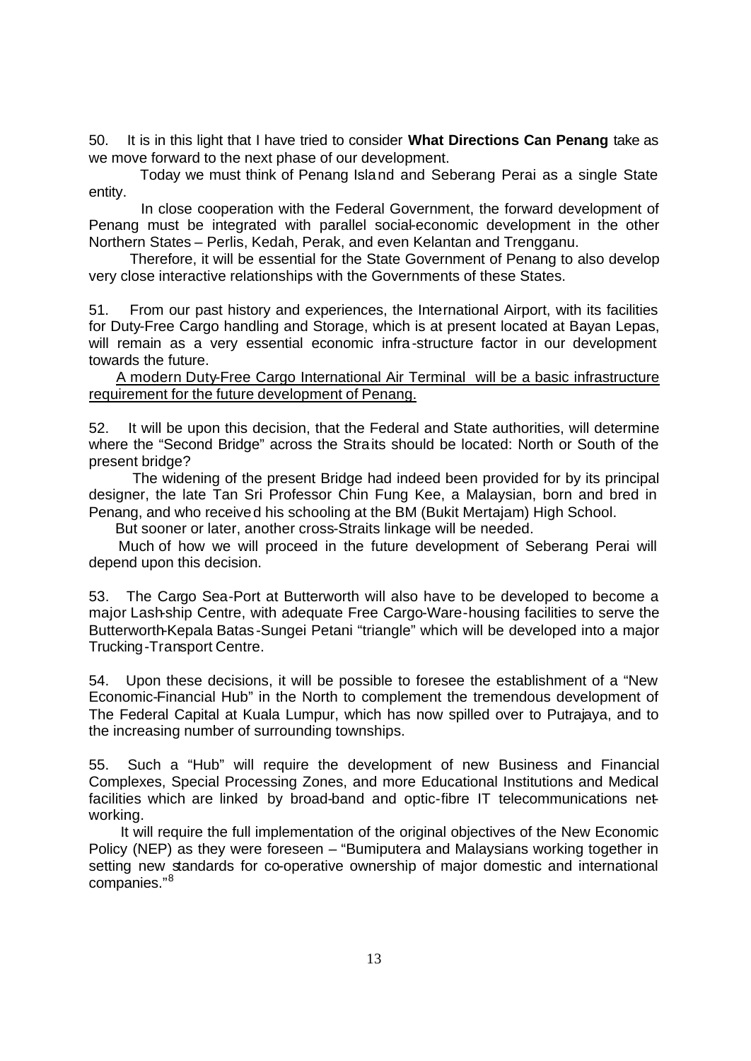50. It is in this light that I have tried to consider **What Directions Can Penang** take as we move forward to the next phase of our development.

Today we must think of Penang Island and Seberang Perai as a single State entity.

In close cooperation with the Federal Government, the forward development of Penang must be integrated with parallel social-economic development in the other Northern States – Perlis, Kedah, Perak, and even Kelantan and Trengganu.

Therefore, it will be essential for the State Government of Penang to also develop very close interactive relationships with the Governments of these States.

51. From our past history and experiences, the International Airport, with its facilities for Duty-Free Cargo handling and Storage, which is at present located at Bayan Lepas, will remain as a very essential economic infra-structure factor in our development towards the future.

<u>A modern Duty-Free Cargo International Air Terminal will be a basic infrastructure requirement for the future development of Penang.</u>

52. It will be upon this decision, that the Federal and State authorities, will determine where the "Second Bridge" across the Straits should be located: North or South of the present bridge?

The widening of the present Bridge had indeed been provided for by its principal designer, the late Tan Sri Professor Chin Fung Kee, a Malaysian, born and bred in Penang, and who received his schooling at the BM (Bukit Mertajam) High School.

But sooner or later, another cross-Straits linkage will be needed.

Much of how we will proceed in the future development of Seberang Perai will depend upon this decision.

53. The Cargo Sea-Port at Butterworth will also have to be developed to become a major Lash-ship Centre, with adequate Free Cargo-Ware-housing facilities to serve the Butterworth-Kepala Batas-Sungei Petani "triangle" which will be developed into a major Trucking-Transport Centre.

54. Upon these decisions, it will be possible to foresee the establishment of a "New Economic-Financial Hub" in the North to complement the tremendous development of The Federal Capital at Kuala Lumpur, which has now spilled over to Putrajaya, and to the increasing number of surrounding townships.

55. Such a "Hub" will require the development of new Business and Financial Complexes, Special Processing Zones, and more Educational Institutions and Medical facilities which are linked by broad-band and optic-fibre IT telecommunications net-working.

It will require the full implementation of the original objectives of the New Economic Policy (NEP) as they were foreseen – "Bumiputera and Malaysians working together in setting new standards for co-operative ownership of major domestic and international companies."[8]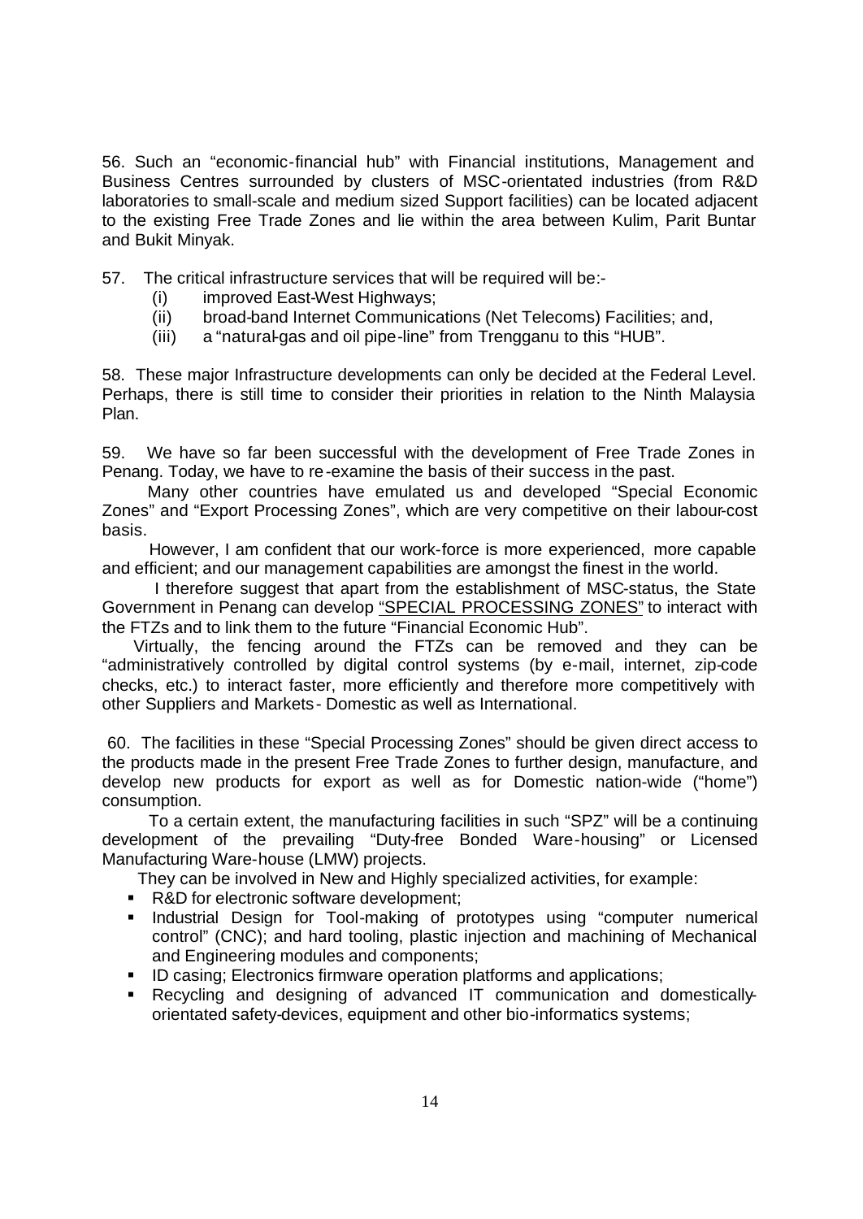56. Such an "economic-financial hub" with Financial institutions, Management and Business Centres surrounded by clusters of MSC-orientated industries (from R&D laboratories to small-scale and medium sized Support facilities) can be located adjacent to the existing Free Trade Zones and lie within the area between Kulim, Parit Buntar and Bukit Minyak.

57. The critical infrastructure services that will be required will be:-

(i) improved East-West Highways;
(ii) broad-band Internet Communications (Net Telecoms) Facilities; and,
(iii) a "natural-gas and oil pipe-line" from Trengganu to this "HUB".

58. These major Infrastructure developments can only be decided at the Federal Level. Perhaps, there is still time to consider their priorities in relation to the Ninth Malaysia Plan.

59. We have so far been successful with the development of Free Trade Zones in Penang. Today, we have to re-examine the basis of their success in the past.

Many other countries have emulated us and developed "Special Economic Zones" and "Export Processing Zones", which are very competitive on their labour-cost basis.

However, I am confident that our work-force is more experienced, more capable and efficient; and our management capabilities are amongst the finest in the world.

I therefore suggest that apart from the establishment of MSC-status, the State Government in Penang can develop "SPECIAL PROCESSING ZONES" to interact with the FTZs and to link them to the future "Financial Economic Hub".

Virtually, the fencing around the FTZs can be removed and they can be "administratively controlled by digital control systems (by e-mail, internet, zip-code checks, etc.) to interact faster, more efficiently and therefore more competitively with other Suppliers and Markets- Domestic as well as International.

60. The facilities in these "Special Processing Zones" should be given direct access to the products made in the present Free Trade Zones to further design, manufacture, and develop new products for export as well as for Domestic nation-wide ("home") consumption.

To a certain extent, the manufacturing facilities in such "SPZ" will be a continuing development of the prevailing "Duty-free Bonded Ware-housing" or Licensed Manufacturing Ware-house (LMW) projects.

They can be involved in New and Highly specialized activities, for example:

- R&D for electronic software development;
- Industrial Design for Tool-making of prototypes using "computer numerical control" (CNC); and hard tooling, plastic injection and machining of Mechanical and Engineering modules and components;
- ID casing; Electronics firmware operation platforms and applications;
- Recycling and designing of advanced IT communication and domestically-orientated safety-devices, equipment and other bio-informatics systems;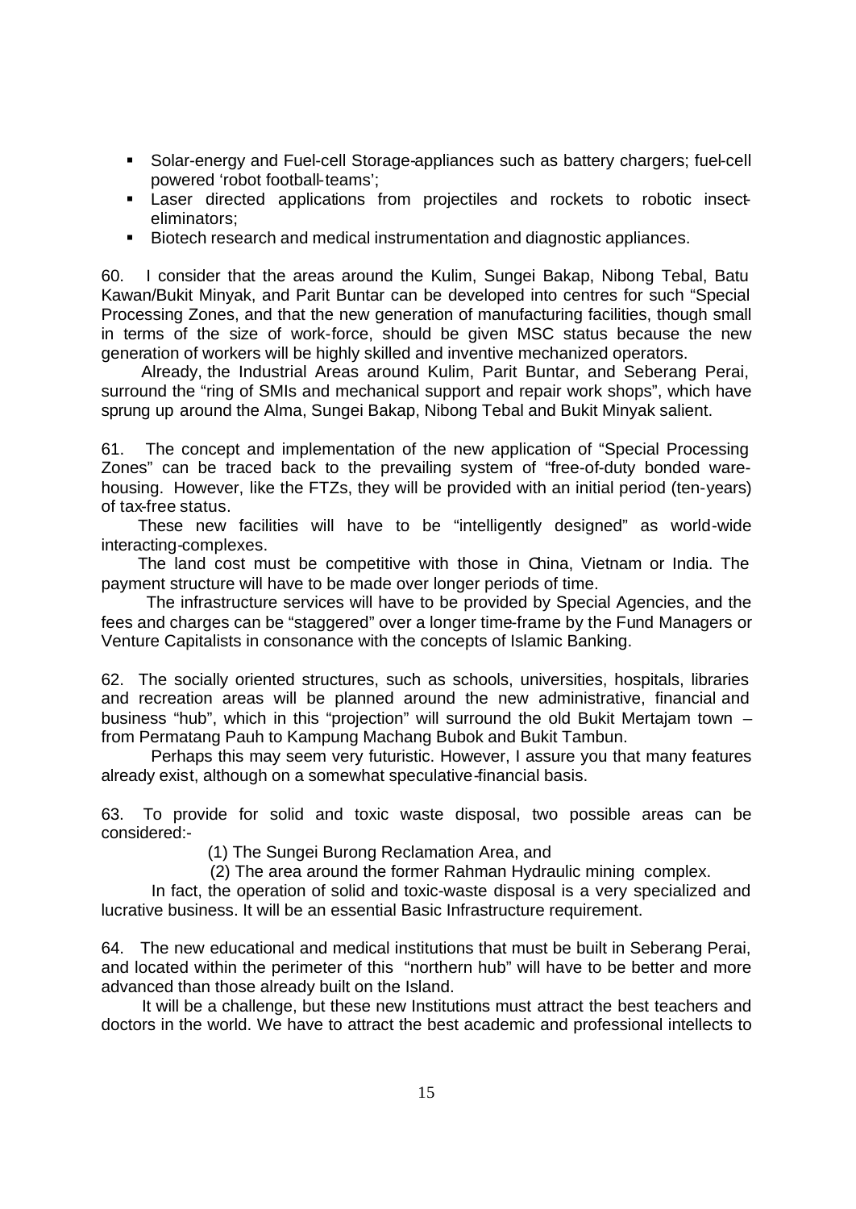- Solar-energy and Fuel-cell Storage-appliances such as battery chargers; fuel-cell powered 'robot football-teams';
- Laser directed applications from projectiles and rockets to robotic insect-eliminators;
- Biotech research and medical instrumentation and diagnostic appliances.

60. I consider that the areas around the Kulim, Sungei Bakap, Nibong Tebal, Batu Kawan/Bukit Minyak, and Parit Buntar can be developed into centres for such "Special Processing Zones, and that the new generation of manufacturing facilities, though small in terms of the size of work-force, should be given MSC status because the new generation of workers will be highly skilled and inventive mechanized operators.

Already, the Industrial Areas around Kulim, Parit Buntar, and Seberang Perai, surround the "ring of SMIs and mechanical support and repair work shops", which have sprung up around the Alma, Sungei Bakap, Nibong Tebal and Bukit Minyak salient.

61. The concept and implementation of the new application of "Special Processing Zones" can be traced back to the prevailing system of "free-of-duty bonded ware-housing. However, like the FTZs, they will be provided with an initial period (ten-years) of tax-free status.

These new facilities will have to be "intelligently designed" as world-wide interacting-complexes.

The land cost must be competitive with those in China, Vietnam or India. The payment structure will have to be made over longer periods of time.

The infrastructure services will have to be provided by Special Agencies, and the fees and charges can be "staggered" over a longer time-frame by the Fund Managers or Venture Capitalists in consonance with the concepts of Islamic Banking.

62. The socially oriented structures, such as schools, universities, hospitals, libraries and recreation areas will be planned around the new administrative, financial and business "hub", which in this "projection" will surround the old Bukit Mertajam town – from Permatang Pauh to Kampung Machang Bubok and Bukit Tambun.

Perhaps this may seem very futuristic. However, I assure you that many features already exist, although on a somewhat speculative-financial basis.

63. To provide for solid and toxic waste disposal, two possible areas can be considered:-

(1) The Sungei Burong Reclamation Area, and

(2) The area around the former Rahman Hydraulic mining complex.

In fact, the operation of solid and toxic-waste disposal is a very specialized and lucrative business. It will be an essential Basic Infrastructure requirement.

64. The new educational and medical institutions that must be built in Seberang Perai, and located within the perimeter of this "northern hub" will have to be better and more advanced than those already built on the Island.

It will be a challenge, but these new Institutions must attract the best teachers and doctors in the world. We have to attract the best academic and professional intellects to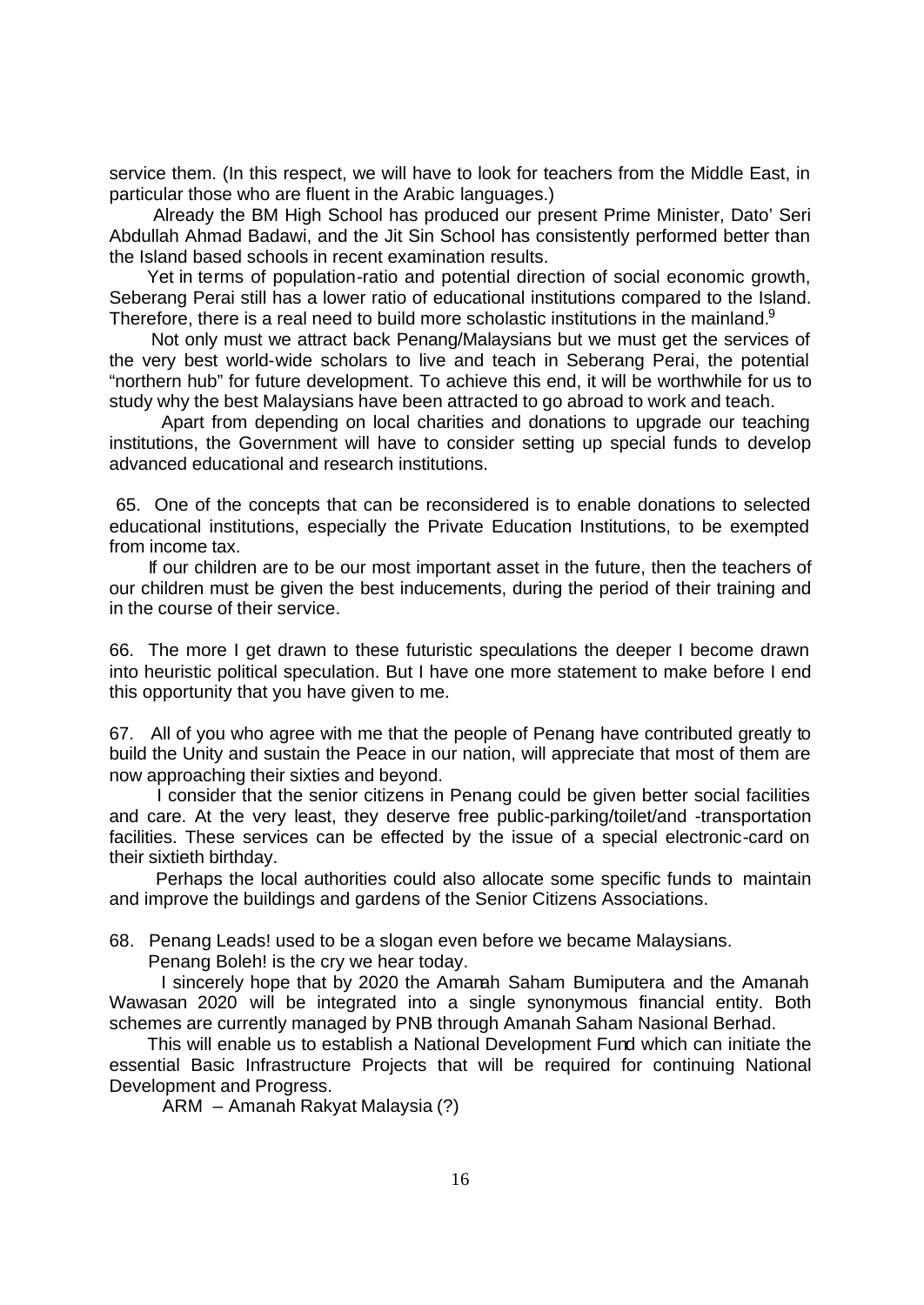service them. (In this respect, we will have to look for teachers from the Middle East, in particular those who are fluent in the Arabic languages.)

Already the BM High School has produced our present Prime Minister, Dato' Seri Abdullah Ahmad Badawi, and the Jit Sin School has consistently performed better than the Island based schools in recent examination results.

Yet in terms of population-ratio and potential direction of social economic growth, Seberang Perai still has a lower ratio of educational institutions compared to the Island. Therefore, there is a real need to build more scholastic institutions in the mainland.[9]

Not only must we attract back Penang/Malaysians but we must get the services of the very best world-wide scholars to live and teach in Seberang Perai, the potential "northern hub" for future development. To achieve this end, it will be worthwhile for us to study why the best Malaysians have been attracted to go abroad to work and teach.

Apart from depending on local charities and donations to upgrade our teaching institutions, the Government will have to consider setting up special funds to develop advanced educational and research institutions.

65. One of the concepts that can be reconsidered is to enable donations to selected educational institutions, especially the Private Education Institutions, to be exempted from income tax.

If our children are to be our most important asset in the future, then the teachers of our children must be given the best inducements, during the period of their training and in the course of their service.

66. The more I get drawn to these futuristic speculations the deeper I become drawn into heuristic political speculation. But I have one more statement to make before I end this opportunity that you have given to me.

67. All of you who agree with me that the people of Penang have contributed greatly to build the Unity and sustain the Peace in our nation, will appreciate that most of them are now approaching their sixties and beyond.

I consider that the senior citizens in Penang could be given better social facilities and care. At the very least, they deserve free public-parking/toilet/and -transportation facilities. These services can be effected by the issue of a special electronic-card on their sixtieth birthday.

Perhaps the local authorities could also allocate some specific funds to maintain and improve the buildings and gardens of the Senior Citizens Associations.

68. Penang Leads! used to be a slogan even before we became Malaysians.

Penang Boleh! is the cry we hear today.

I sincerely hope that by 2020 the Amanah Saham Bumiputera and the Amanah Wawasan 2020 will be integrated into a single synonymous financial entity. Both schemes are currently managed by PNB through Amanah Saham Nasional Berhad.

This will enable us to establish a National Development Fund which can initiate the essential Basic Infrastructure Projects that will be required for continuing National Development and Progress.

ARM – Amanah Rakyat Malaysia (?)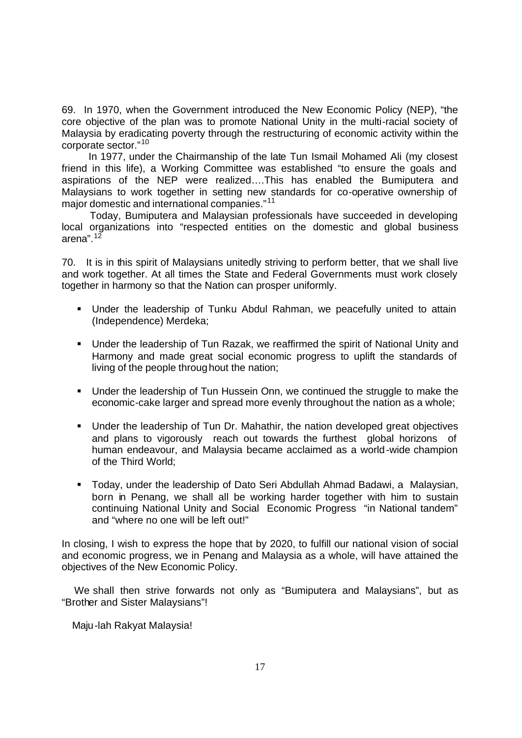69. In 1970, when the Government introduced the New Economic Policy (NEP), "the core objective of the plan was to promote National Unity in the multi-racial society of Malaysia by eradicating poverty through the restructuring of economic activity within the corporate sector."[10]

In 1977, under the Chairmanship of the late Tun Ismail Mohamed Ali (my closest friend in this life), a Working Committee was established "to ensure the goals and aspirations of the NEP were realized….This has enabled the Bumiputera and Malaysians to work together in setting new standards for co-operative ownership of major domestic and international companies."[11]

Today, Bumiputera and Malaysian professionals have succeeded in developing local organizations into "respected entities on the domestic and global business arena".[12]

70. It is in this spirit of Malaysians unitedly striving to perform better, that we shall live and work together. At all times the State and Federal Governments must work closely together in harmony so that the Nation can prosper uniformly.

- Under the leadership of Tunku Abdul Rahman, we peacefully united to attain (Independence) Merdeka;
- Under the leadership of Tun Razak, we reaffirmed the spirit of National Unity and Harmony and made great social economic progress to uplift the standards of living of the people throughout the nation;
- Under the leadership of Tun Hussein Onn, we continued the struggle to make the economic-cake larger and spread more evenly throughout the nation as a whole;
- Under the leadership of Tun Dr. Mahathir, the nation developed great objectives and plans to vigorously reach out towards the furthest global horizons of human endeavour, and Malaysia became acclaimed as a world-wide champion of the Third World;
- Today, under the leadership of Dato Seri Abdullah Ahmad Badawi, a Malaysian, born in Penang, we shall all be working harder together with him to sustain continuing National Unity and Social Economic Progress "in National tandem" and "where no one will be left out!"

In closing, I wish to express the hope that by 2020, to fulfill our national vision of social and economic progress, we in Penang and Malaysia as a whole, will have attained the objectives of the New Economic Policy.

We shall then strive forwards not only as "Bumiputera and Malaysians", but as "Brother and Sister Malaysians"!

Maju-lah Rakyat Malaysia!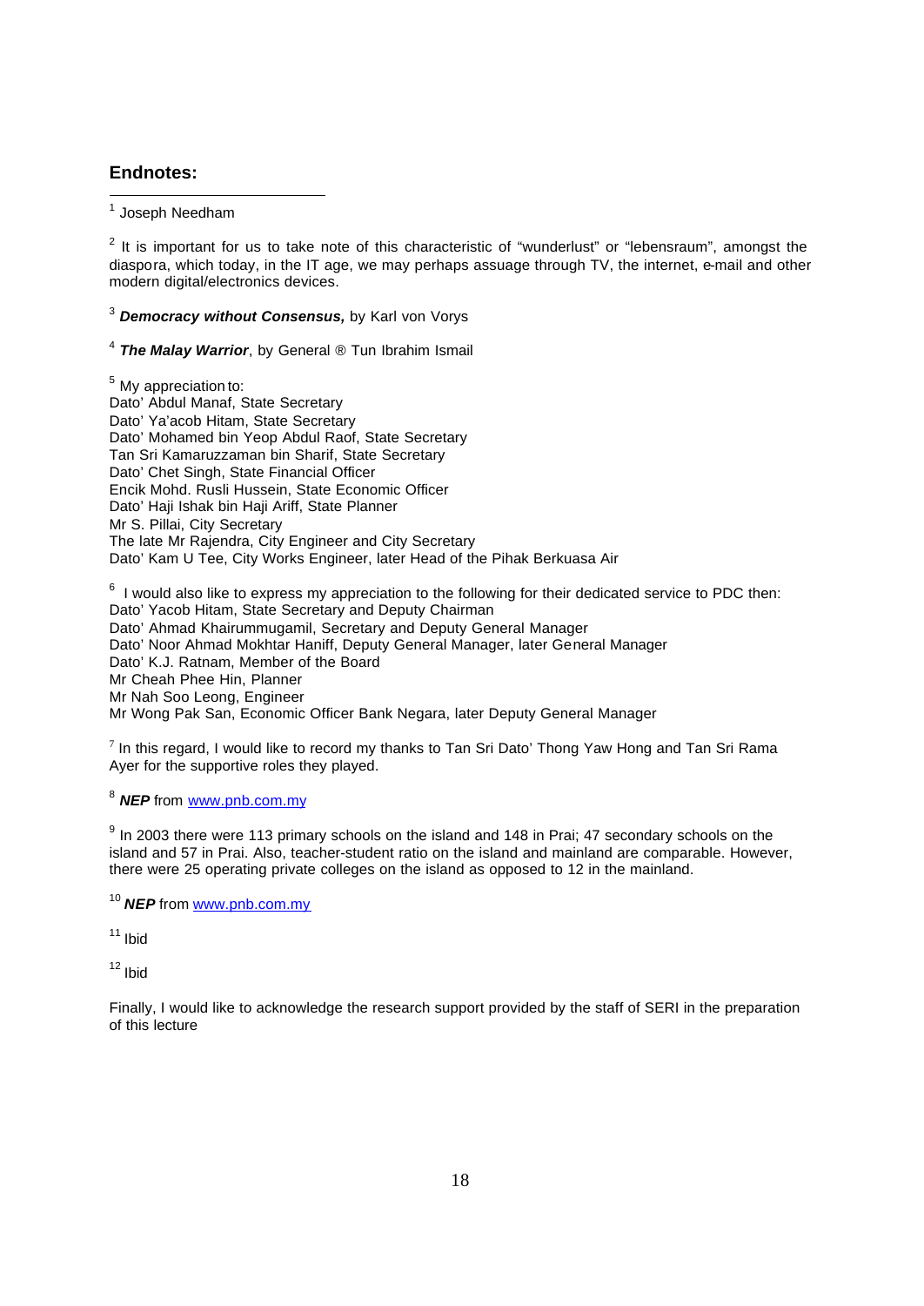## Endnotes:

[1] Joseph Needham

[2] It is important for us to take note of this characteristic of "wunderlust" or "lebensraum", amongst the diaspora, which today, in the IT age, we may perhaps assuage through TV, the internet, e-mail and other modern digital/electronics devices.

[3] ***Democracy without Consensus,*** by Karl von Vorys

[4] ***The Malay Warrior***, by General ® Tun Ibrahim Ismail

[5] My appreciation to:
Dato' Abdul Manaf, State Secretary
Dato' Ya'acob Hitam, State Secretary
Dato' Mohamed bin Yeop Abdul Raof, State Secretary
Tan Sri Kamaruzzaman bin Sharif, State Secretary
Dato' Chet Singh, State Financial Officer
Encik Mohd. Rusli Hussein, State Economic Officer
Dato' Haji Ishak bin Haji Ariff, State Planner
Mr S. Pillai, City Secretary
The late Mr Rajendra, City Engineer and City Secretary
Dato' Kam U Tee, City Works Engineer, later Head of the Pihak Berkuasa Air

[6] I would also like to express my appreciation to the following for their dedicated service to PDC then:
Dato' Yacob Hitam, State Secretary and Deputy Chairman
Dato' Ahmad Khairummugamil, Secretary and Deputy General Manager
Dato' Noor Ahmad Mokhtar Haniff, Deputy General Manager, later General Manager
Dato' K.J. Ratnam, Member of the Board
Mr Cheah Phee Hin, Planner
Mr Nah Soo Leong, Engineer
Mr Wong Pak San, Economic Officer Bank Negara, later Deputy General Manager

[7] In this regard, I would like to record my thanks to Tan Sri Dato' Thong Yaw Hong and Tan Sri Rama Ayer for the supportive roles they played.

[8] ***NEP*** from www.pnb.com.my

[9] In 2003 there were 113 primary schools on the island and 148 in Prai; 47 secondary schools on the island and 57 in Prai. Also, teacher-student ratio on the island and mainland are comparable. However, there were 25 operating private colleges on the island as opposed to 12 in the mainland.

[10] ***NEP*** from www.pnb.com.my

[11] Ibid

[12] Ibid

Finally, I would like to acknowledge the research support provided by the staff of SERI in the preparation of this lecture